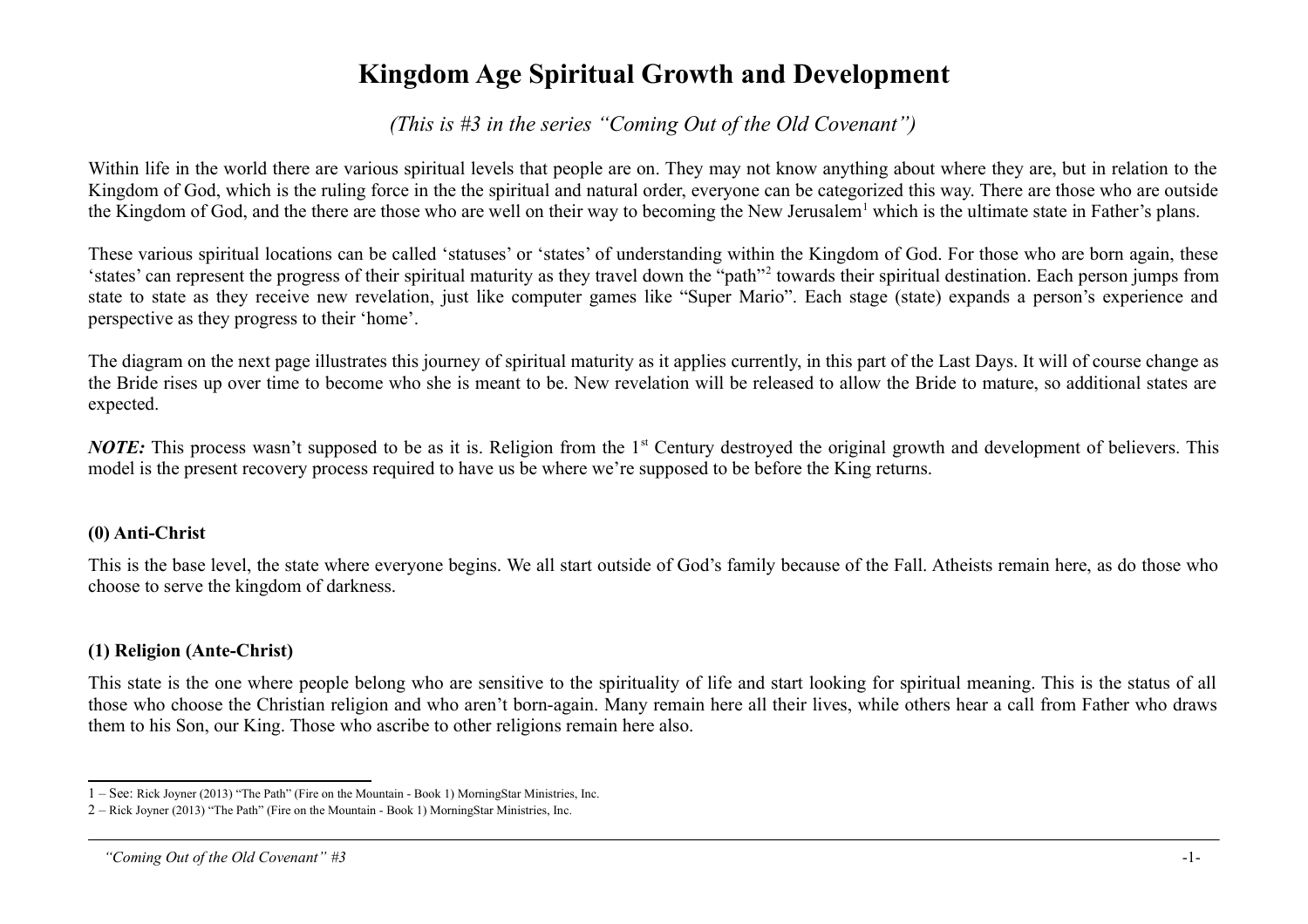# Kingdom Age Spiritual Growth and Development

*(This is #3 in the series "Coming Out of the Old Covenant")*

Within life in the world there are various spiritual levels that people are on. They may not know anything about where they are, but in relation to the Kingdom of God, which is the ruling force in the the spiritual and natural order, everyone can be categorized this way. There are those who are outside the Kingdom of God, and the there are those who are well on their way to becoming the New Jerusalem[1] which is the ultimate state in Father's plans.

These various spiritual locations can be called 'statuses' or 'states' of understanding within the Kingdom of God. For those who are born again, these 'states' can represent the progress of their spiritual maturity as they travel down the "path"[2] towards their spiritual destination. Each person jumps from state to state as they receive new revelation, just like computer games like "Super Mario". Each stage (state) expands a person's experience and perspective as they progress to their 'home'.

The diagram on the next page illustrates this journey of spiritual maturity as it applies currently, in this part of the Last Days. It will of course change as the Bride rises up over time to become who she is meant to be. New revelation will be released to allow the Bride to mature, so additional states are expected.

***NOTE:*** This process wasn't supposed to be as it is. Religion from the 1st Century destroyed the original growth and development of believers. This model is the present recovery process required to have us be where we're supposed to be before the King returns.

### (0) Anti-Christ

This is the base level, the state where everyone begins. We all start outside of God's family because of the Fall. Atheists remain here, as do those who choose to serve the kingdom of darkness.

### (1) Religion (Ante-Christ)

This state is the one where people belong who are sensitive to the spirituality of life and start looking for spiritual meaning. This is the status of all those who choose the Christian religion and who aren't born-again. Many remain here all their lives, while others hear a call from Father who draws them to his Son, our King. Those who ascribe to other religions remain here also.

---

1 – See: Rick Joyner (2013) "The Path" (Fire on the Mountain - Book 1) MorningStar Ministries, Inc.

2 – Rick Joyner (2013) "The Path" (Fire on the Mountain - Book 1) MorningStar Ministries, Inc.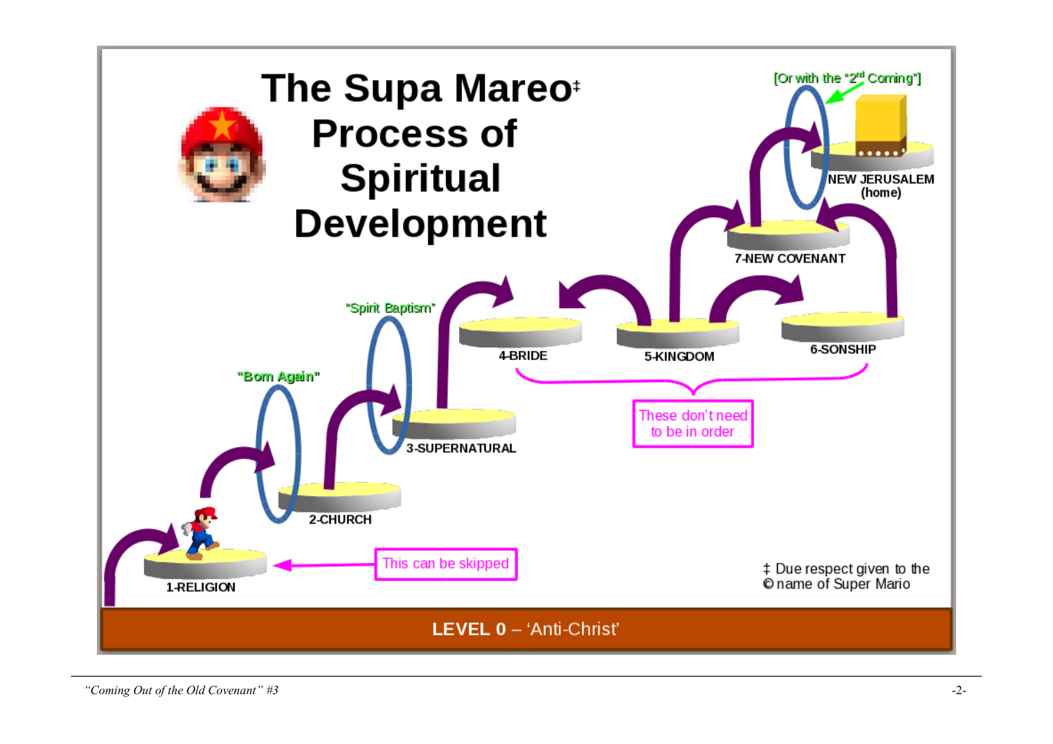# The Supa Mareo‡ Process of Spiritual Development

[Or with the "2nd Coming"]

NEW JERUSALEM (home)

7-NEW COVENANT

"Spirit Baptism"

4-BRIDE

5-KINGDOM

6-SONSHIP

"Born Again"

3-SUPERNATURAL

These don't need to be in order

2-CHURCH

1-RELIGION

This can be skipped

‡ Due respect given to the © name of Super Mario

**LEVEL 0** – 'Anti-Christ'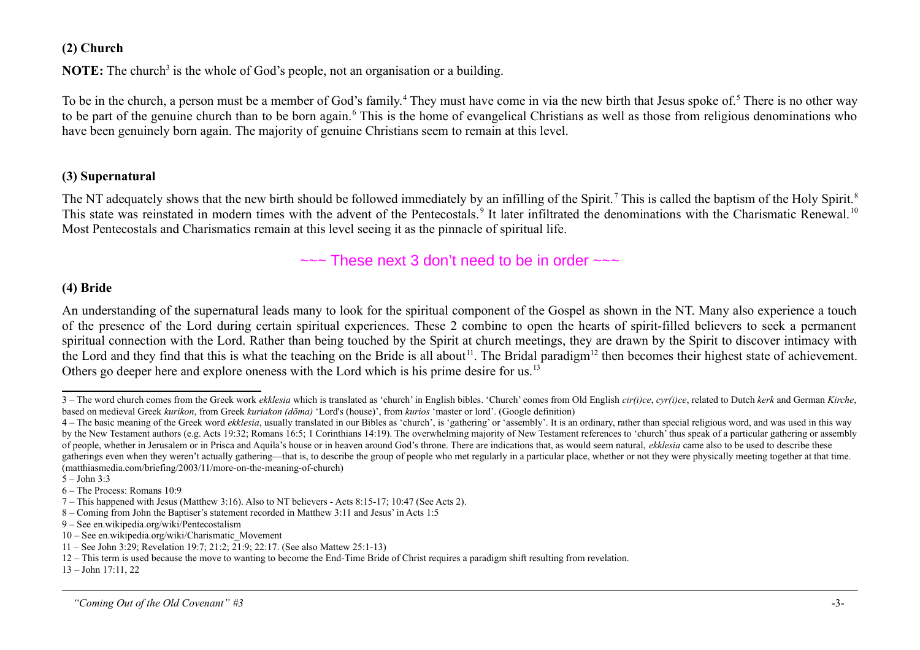### (2) Church

**NOTE:** The church[3] is the whole of God's people, not an organisation or a building.

To be in the church, a person must be a member of God's family.[4] They must have come in via the new birth that Jesus spoke of.[5] There is no other way to be part of the genuine church than to be born again.[6] This is the home of evangelical Christians as well as those from religious denominations who have been genuinely born again. The majority of genuine Christians seem to remain at this level.

### (3) Supernatural

The NT adequately shows that the new birth should be followed immediately by an infilling of the Spirit.[7] This is called the baptism of the Holy Spirit.[8] This state was reinstated in modern times with the advent of the Pentecostals.[9] It later infiltrated the denominations with the Charismatic Renewal.[10] Most Pentecostals and Charismatics remain at this level seeing it as the pinnacle of spiritual life.

~~~ These next 3 don't need to be in order ~~~

### (4) Bride

An understanding of the supernatural leads many to look for the spiritual component of the Gospel as shown in the NT. Many also experience a touch of the presence of the Lord during certain spiritual experiences. These 2 combine to open the hearts of spirit-filled believers to seek a permanent spiritual connection with the Lord. Rather than being touched by the Spirit at church meetings, they are drawn by the Spirit to discover intimacy with the Lord and they find that this is what the teaching on the Bride is all about[11]. The Bridal paradigm[12] then becomes their highest state of achievement. Others go deeper here and explore oneness with the Lord which is his prime desire for us.[13]

---

3 – The word church comes from the Greek work *ekklesia* which is translated as 'church' in English bibles. 'Church' comes from Old English *cir(i)ce*, *cyr(i)ce*, related to Dutch *kerk* and German *Kirche*, based on medieval Greek *kurikon*, from Greek *kuriakon (dōma)* 'Lord's (house)', from *kurios* 'master or lord'. (Google definition)

4 – The basic meaning of the Greek word *ekklesia*, usually translated in our Bibles as 'church', is 'gathering' or 'assembly'. It is an ordinary, rather than special religious word, and was used in this way by the New Testament authors (e.g. Acts 19:32; Romans 16:5; 1 Corinthians 14:19). The overwhelming majority of New Testament references to 'church' thus speak of a particular gathering or assembly of people, whether in Jerusalem or in Prisca and Aquila's house or in heaven around God's throne. There are indications that, as would seem natural, *ekklesia* came also to be used to describe these gatherings even when they weren't actually gathering—that is, to describe the group of people who met regularly in a particular place, whether or not they were physically meeting together at that time. (matthiasmedia.com/briefing/2003/11/more-on-the-meaning-of-church)

5 – John 3:3

6 – The Process: Romans 10:9

7 – This happened with Jesus (Matthew 3:16). Also to NT believers - Acts 8:15-17; 10:47 (See Acts 2).

8 – Coming from John the Baptiser's statement recorded in Matthew 3:11 and Jesus' in Acts 1:5

9 – See en.wikipedia.org/wiki/Pentecostalism

10 – See en.wikipedia.org/wiki/Charismatic_Movement

11 – See John 3:29; Revelation 19:7; 21:2; 21:9; 22:17. (See also Mattew 25:1-13)

12 – This term is used because the move to wanting to become the End-Time Bride of Christ requires a paradigm shift resulting from revelation.

13 – John 17:11, 22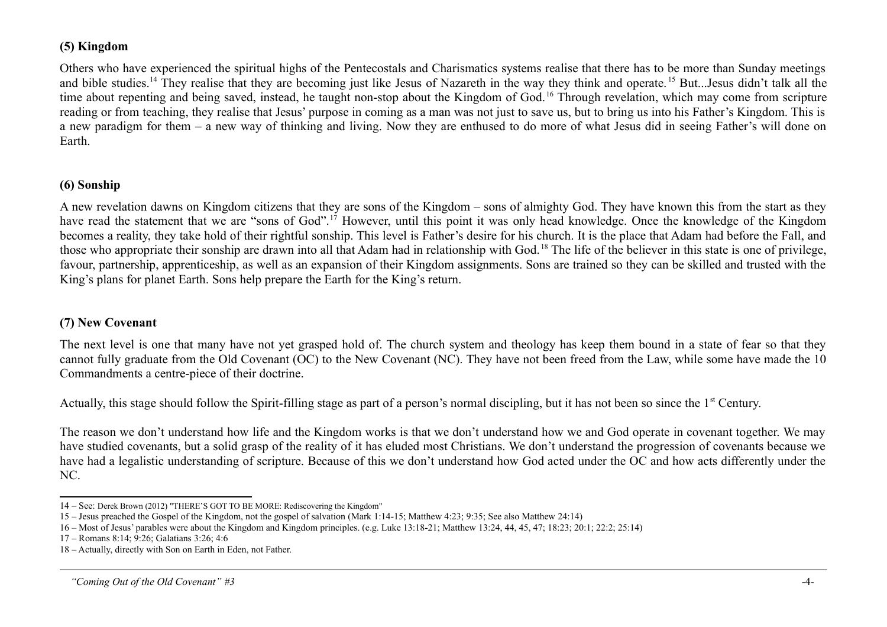### (5) Kingdom

Others who have experienced the spiritual highs of the Pentecostals and Charismatics systems realise that there has to be more than Sunday meetings and bible studies.[14] They realise that they are becoming just like Jesus of Nazareth in the way they think and operate.[15] But...Jesus didn't talk all the time about repenting and being saved, instead, he taught non-stop about the Kingdom of God.[16] Through revelation, which may come from scripture reading or from teaching, they realise that Jesus' purpose in coming as a man was not just to save us, but to bring us into his Father's Kingdom. This is a new paradigm for them – a new way of thinking and living. Now they are enthused to do more of what Jesus did in seeing Father's will done on Earth.

### (6) Sonship

A new revelation dawns on Kingdom citizens that they are sons of the Kingdom – sons of almighty God. They have known this from the start as they have read the statement that we are "sons of God".[17] However, until this point it was only head knowledge. Once the knowledge of the Kingdom becomes a reality, they take hold of their rightful sonship. This level is Father's desire for his church. It is the place that Adam had before the Fall, and those who appropriate their sonship are drawn into all that Adam had in relationship with God.[18] The life of the believer in this state is one of privilege, favour, partnership, apprenticeship, as well as an expansion of their Kingdom assignments. Sons are trained so they can be skilled and trusted with the King's plans for planet Earth. Sons help prepare the Earth for the King's return.

### (7) New Covenant

The next level is one that many have not yet grasped hold of. The church system and theology has keep them bound in a state of fear so that they cannot fully graduate from the Old Covenant (OC) to the New Covenant (NC). They have not been freed from the Law, while some have made the 10 Commandments a centre-piece of their doctrine.

Actually, this stage should follow the Spirit-filling stage as part of a person's normal discipling, but it has not been so since the 1st Century.

The reason we don't understand how life and the Kingdom works is that we don't understand how we and God operate in covenant together. We may have studied covenants, but a solid grasp of the reality of it has eluded most Christians. We don't understand the progression of covenants because we have had a legalistic understanding of scripture. Because of this we don't understand how God acted under the OC and how acts differently under the NC.

---

14 – See: Derek Brown (2012) "THERE'S GOT TO BE MORE: Rediscovering the Kingdom"

15 – Jesus preached the Gospel of the Kingdom, not the gospel of salvation (Mark 1:14-15; Matthew 4:23; 9:35; See also Matthew 24:14)

16 – Most of Jesus' parables were about the Kingdom and Kingdom principles. (e.g. Luke 13:18-21; Matthew 13:24, 44, 45, 47; 18:23; 20:1; 22:2; 25:14)

17 – Romans 8:14; 9:26; Galatians 3:26; 4:6

18 – Actually, directly with Son on Earth in Eden, not Father.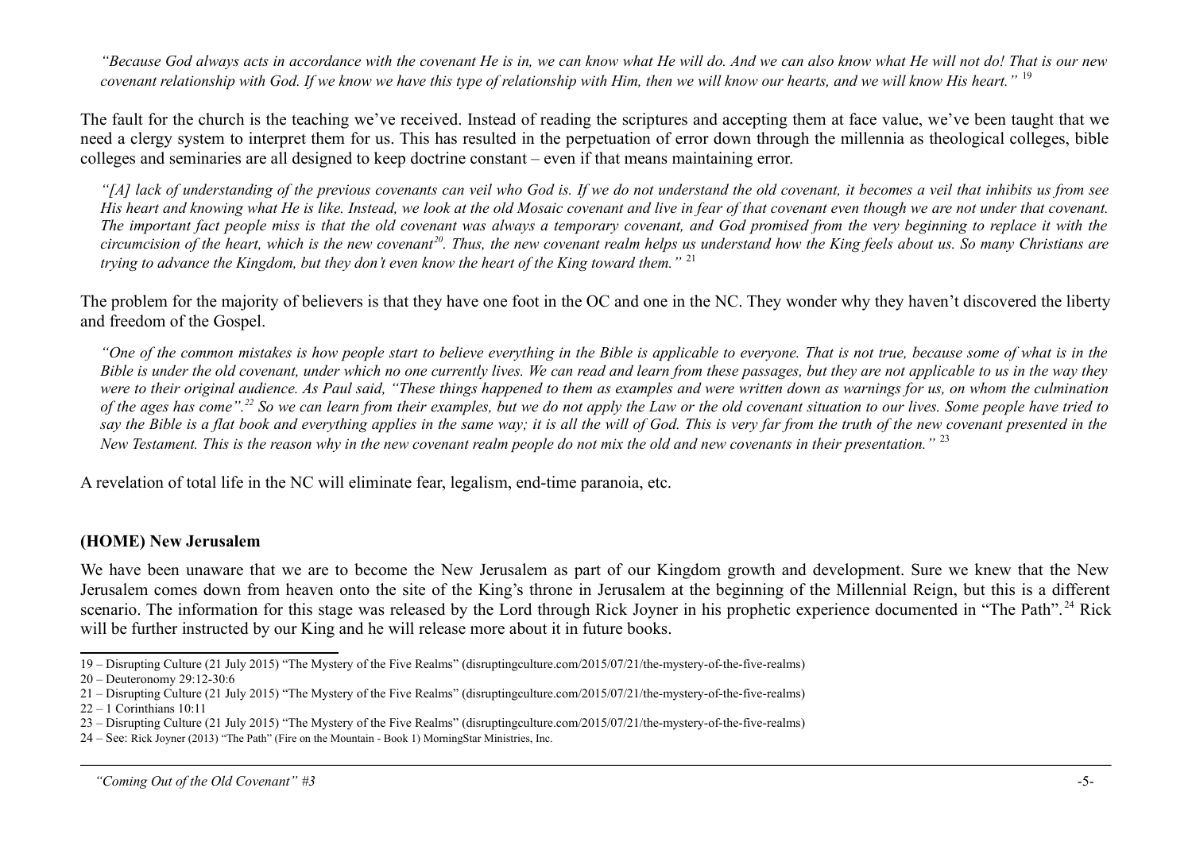*"Because God always acts in accordance with the covenant He is in, we can know what He will do. And we can also know what He will not do! That is our new covenant relationship with God. If we know we have this type of relationship with Him, then we will know our hearts, and we will know His heart."* [19]

The fault for the church is the teaching we've received. Instead of reading the scriptures and accepting them at face value, we've been taught that we need a clergy system to interpret them for us. This has resulted in the perpetuation of error down through the millennia as theological colleges, bible colleges and seminaries are all designed to keep doctrine constant – even if that means maintaining error.

*"[A] lack of understanding of the previous covenants can veil who God is. If we do not understand the old covenant, it becomes a veil that inhibits us from see His heart and knowing what He is like. Instead, we look at the old Mosaic covenant and live in fear of that covenant even though we are not under that covenant. The important fact people miss is that the old covenant was always a temporary covenant, and God promised from the very beginning to replace it with the circumcision of the heart, which is the new covenant[20]. Thus, the new covenant realm helps us understand how the King feels about us. So many Christians are trying to advance the Kingdom, but they don't even know the heart of the King toward them."* [21]

The problem for the majority of believers is that they have one foot in the OC and one in the NC. They wonder why they haven't discovered the liberty and freedom of the Gospel.

*"One of the common mistakes is how people start to believe everything in the Bible is applicable to everyone. That is not true, because some of what is in the Bible is under the old covenant, under which no one currently lives. We can read and learn from these passages, but they are not applicable to us in the way they were to their original audience. As Paul said, "These things happened to them as examples and were written down as warnings for us, on whom the culmination of the ages has come".[22] So we can learn from their examples, but we do not apply the Law or the old covenant situation to our lives. Some people have tried to say the Bible is a flat book and everything applies in the same way; it is all the will of God. This is very far from the truth of the new covenant presented in the New Testament. This is the reason why in the new covenant realm people do not mix the old and new covenants in their presentation."* [23]

A revelation of total life in the NC will eliminate fear, legalism, end-time paranoia, etc.

**(HOME) New Jerusalem**

We have been unaware that we are to become the New Jerusalem as part of our Kingdom growth and development. Sure we knew that the New Jerusalem comes down from heaven onto the site of the King's throne in Jerusalem at the beginning of the Millennial Reign, but this is a different scenario. The information for this stage was released by the Lord through Rick Joyner in his prophetic experience documented in "The Path".[24] Rick will be further instructed by our King and he will release more about it in future books.

---

19 – Disrupting Culture (21 July 2015) "The Mystery of the Five Realms" (disruptingculture.com/2015/07/21/the-mystery-of-the-five-realms)

20 – Deuteronomy 29:12-30:6

21 – Disrupting Culture (21 July 2015) "The Mystery of the Five Realms" (disruptingculture.com/2015/07/21/the-mystery-of-the-five-realms)

22 – 1 Corinthians 10:11

23 – Disrupting Culture (21 July 2015) "The Mystery of the Five Realms" (disruptingculture.com/2015/07/21/the-mystery-of-the-five-realms)

24 – See: Rick Joyner (2013) "The Path" (Fire on the Mountain - Book 1) MorningStar Ministries, Inc.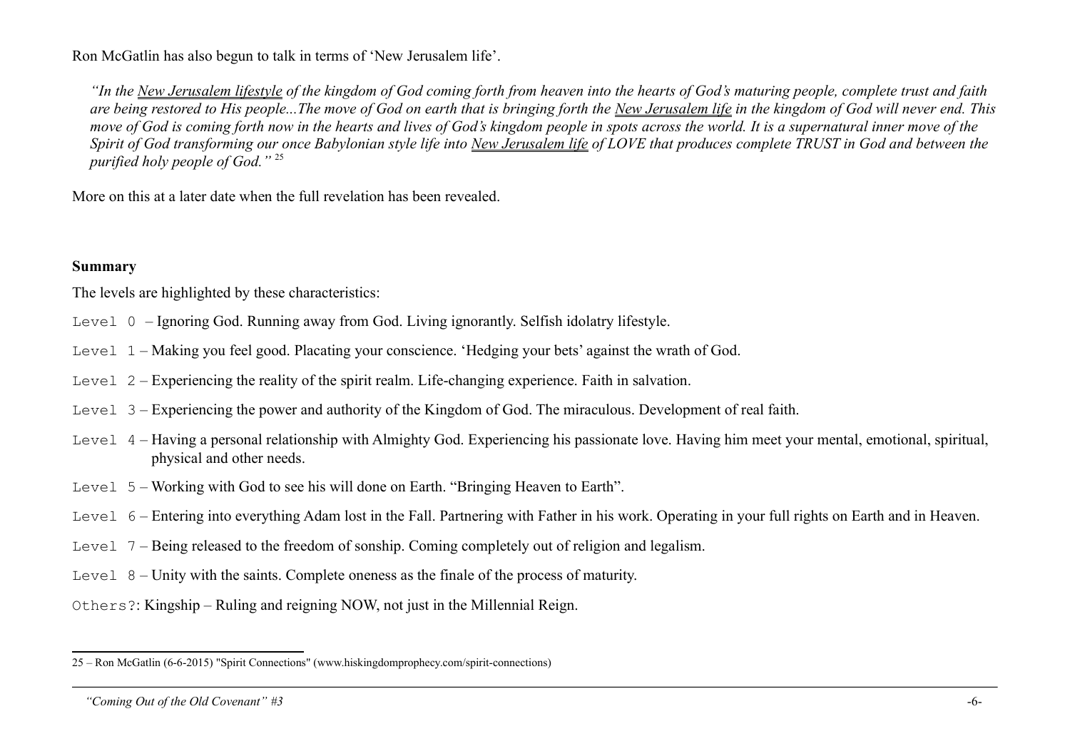Ron McGatlin has also begun to talk in terms of 'New Jerusalem life'.

> *"In the New Jerusalem lifestyle of the kingdom of God coming forth from heaven into the hearts of God's maturing people, complete trust and faith are being restored to His people...The move of God on earth that is bringing forth the New Jerusalem life in the kingdom of God will never end. This move of God is coming forth now in the hearts and lives of God's kingdom people in spots across the world. It is a supernatural inner move of the Spirit of God transforming our once Babylonian style life into New Jerusalem life of LOVE that produces complete TRUST in God and between the purified holy people of God."* [25]

More on this at a later date when the full revelation has been revealed.

**Summary**

The levels are highlighted by these characteristics:

Level 0 – Ignoring God. Running away from God. Living ignorantly. Selfish idolatry lifestyle.

Level 1 – Making you feel good. Placating your conscience. 'Hedging your bets' against the wrath of God.

Level 2 – Experiencing the reality of the spirit realm. Life-changing experience. Faith in salvation.

Level 3 – Experiencing the power and authority of the Kingdom of God. The miraculous. Development of real faith.

Level 4 – Having a personal relationship with Almighty God. Experiencing his passionate love. Having him meet your mental, emotional, spiritual, physical and other needs.

Level 5 – Working with God to see his will done on Earth. "Bringing Heaven to Earth".

Level 6 – Entering into everything Adam lost in the Fall. Partnering with Father in his work. Operating in your full rights on Earth and in Heaven.

Level 7 – Being released to the freedom of sonship. Coming completely out of religion and legalism.

Level 8 – Unity with the saints. Complete oneness as the finale of the process of maturity.

Others?: Kingship – Ruling and reigning NOW, not just in the Millennial Reign.

---

25 – Ron McGatlin (6-6-2015) "Spirit Connections" (www.hiskingdomprophecy.com/spirit-connections)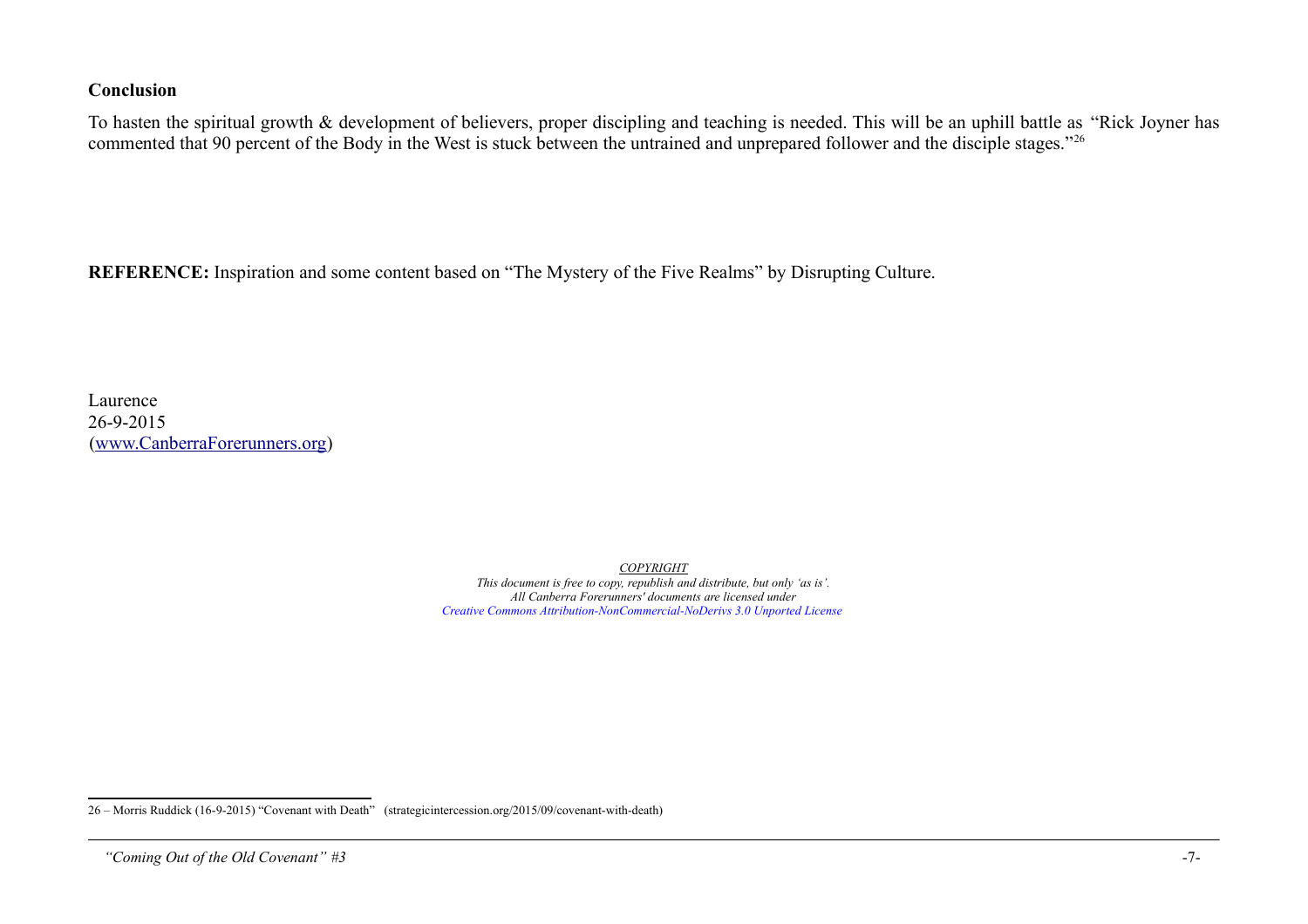## Conclusion

To hasten the spiritual growth & development of believers, proper discipling and teaching is needed. This will be an uphill battle as "Rick Joyner has commented that 90 percent of the Body in the West is stuck between the untrained and unprepared follower and the disciple stages."[26]

**REFERENCE:** Inspiration and some content based on "The Mystery of the Five Realms" by Disrupting Culture.

Laurence
26-9-2015
(www.CanberraForerunners.org)

*COPYRIGHT*
*This document is free to copy, republish and distribute, but only 'as is'.*
*All Canberra Forerunners' documents are licensed under*
*Creative Commons Attribution-NonCommercial-NoDerivs 3.0 Unported License*

---

26 – Morris Ruddick (16-9-2015) "Covenant with Death" (strategicintercession.org/2015/09/covenant-with-death)